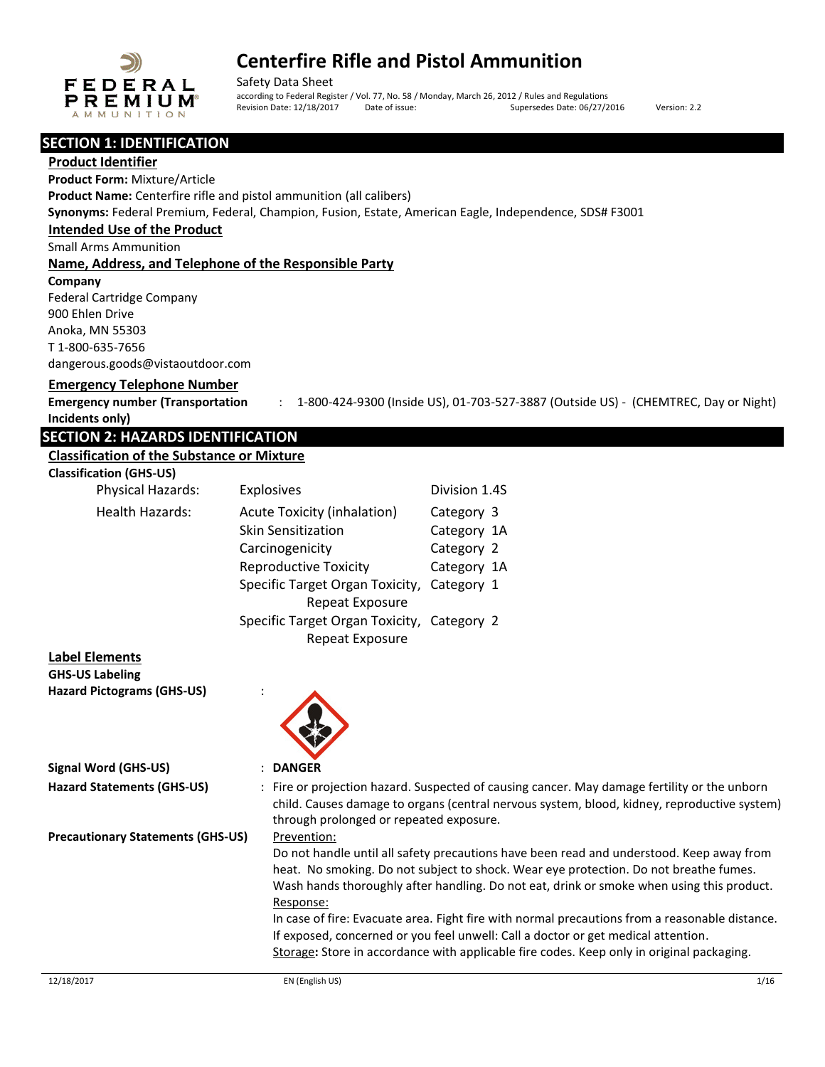# Centerfire Rifle and Pistol Ammunition

Safety Data Sheet

according to Federal Register / Vol. 77, No. 58 / Monday, March 26, 2012 / Rules and Regulations

Revision Date: 12/18/2017 Date of issue: Supersedes Date: 06/27/2016 Version: 2.2

## SECTION 1: IDENTIFICATION

### Product Identifier

**Product Form:** Mixture/Article

**Product Name:** Centerfire rifle and pistol ammunition (all calibers)

**Synonyms:** Federal Premium, Federal, Champion, Fusion, Estate, American Eagle, Independence, SDS# F3001

### Intended Use of the Product

Small Arms Ammunition

### Name, Address, and Telephone of the Responsible Party

**Company**

Federal Cartridge Company
900 Ehlen Drive
Anoka, MN 55303
T 1-800-635-7656
dangerous.goods@vistaoutdoor.com

### Emergency Telephone Number

**Emergency number (Transportation Incidents only)** : 1-800-424-9300 (Inside US), 01-703-527-3887 (Outside US) - (CHEMTREC, Day or Night)

## SECTION 2: HAZARDS IDENTIFICATION

### Classification of the Substance or Mixture

**Classification (GHS-US)**

| | | |
|---|---|---|
| Physical Hazards: | Explosives | Division 1.4S |
| Health Hazards: | Acute Toxicity (inhalation) | Category 3 |
| | Skin Sensitization | Category 1A |
| | Carcinogenicity | Category 2 |
| | Reproductive Toxicity | Category 1A |
| | Specific Target Organ Toxicity, Repeat Exposure | Category 1 |
| | Specific Target Organ Toxicity, Repeat Exposure | Category 2 |

### Label Elements

**GHS-US Labeling**

**Hazard Pictograms (GHS-US)** :

**Signal Word (GHS-US)** : **DANGER**

**Hazard Statements (GHS-US)** : Fire or projection hazard. Suspected of causing cancer. May damage fertility or the unborn child. Causes damage to organs (central nervous system, blood, kidney, reproductive system) through prolonged or repeated exposure.

**Precautionary Statements (GHS-US)**

Prevention:
Do not handle until all safety precautions have been read and understood. Keep away from heat. No smoking. Do not subject to shock. Wear eye protection. Do not breathe fumes. Wash hands thoroughly after handling. Do not eat, drink or smoke when using this product.

Response:
In case of fire: Evacuate area. Fight fire with normal precautions from a reasonable distance. If exposed, concerned or you feel unwell: Call a doctor or get medical attention.

Storage**:** Store in accordance with applicable fire codes. Keep only in original packaging.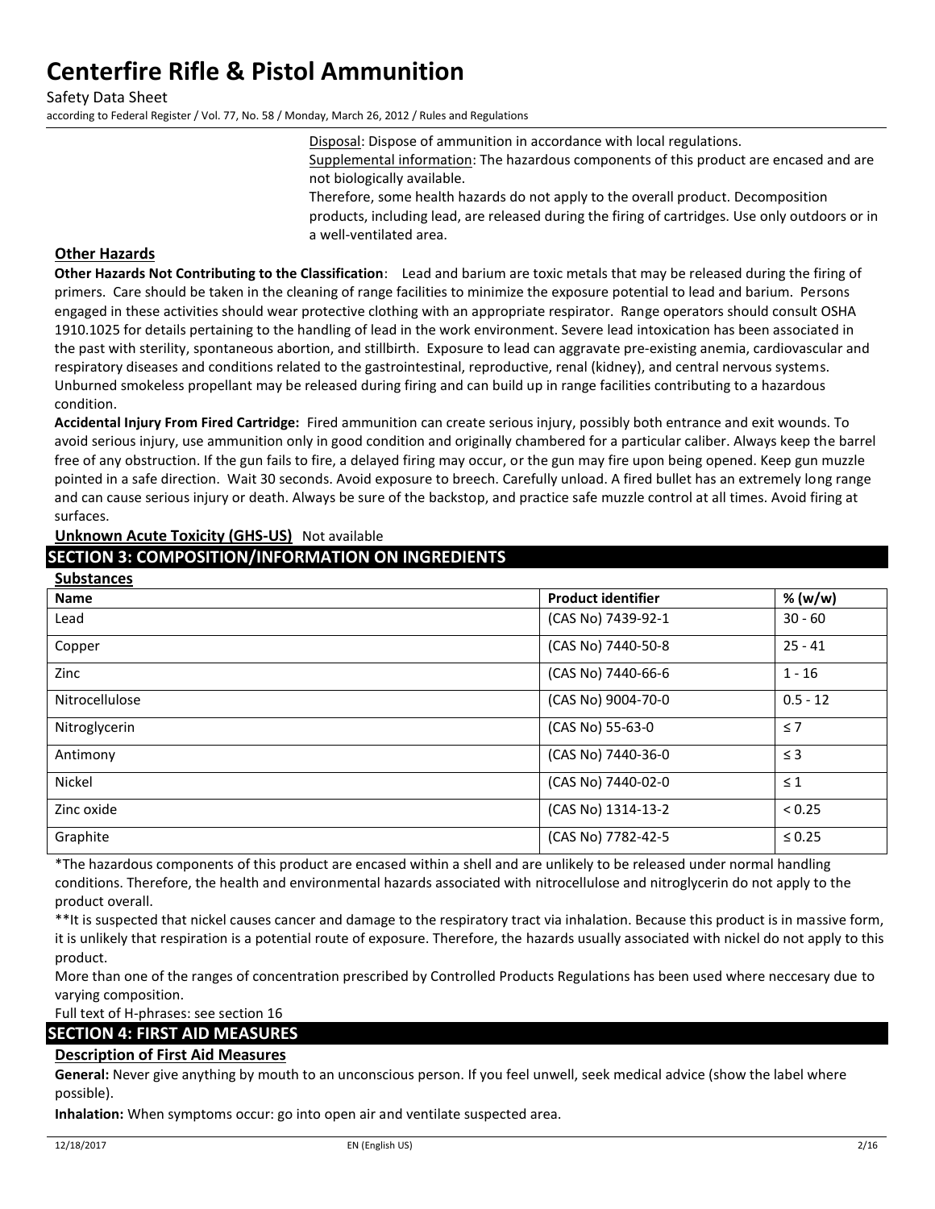Disposal: Dispose of ammunition in accordance with local regulations.
Supplemental information: The hazardous components of this product are encased and are not biologically available.
Therefore, some health hazards do not apply to the overall product. Decomposition products, including lead, are released during the firing of cartridges. Use only outdoors or in a well-ventilated area.

### Other Hazards

**Other Hazards Not Contributing to the Classification**: Lead and barium are toxic metals that may be released during the firing of primers. Care should be taken in the cleaning of range facilities to minimize the exposure potential to lead and barium. Persons engaged in these activities should wear protective clothing with an appropriate respirator. Range operators should consult OSHA 1910.1025 for details pertaining to the handling of lead in the work environment. Severe lead intoxication has been associated in the past with sterility, spontaneous abortion, and stillbirth. Exposure to lead can aggravate pre-existing anemia, cardiovascular and respiratory diseases and conditions related to the gastrointestinal, reproductive, renal (kidney), and central nervous systems. Unburned smokeless propellant may be released during firing and can build up in range facilities contributing to a hazardous condition.

**Accidental Injury From Fired Cartridge:** Fired ammunition can create serious injury, possibly both entrance and exit wounds. To avoid serious injury, use ammunition only in good condition and originally chambered for a particular caliber. Always keep the barrel free of any obstruction. If the gun fails to fire, a delayed firing may occur, or the gun may fire upon being opened. Keep gun muzzle pointed in a safe direction. Wait 30 seconds. Avoid exposure to breech. Carefully unload. A fired bullet has an extremely long range and can cause serious injury or death. Always be sure of the backstop, and practice safe muzzle control at all times. Avoid firing at surfaces.

**Unknown Acute Toxicity (GHS-US)** Not available

## SECTION 3: COMPOSITION/INFORMATION ON INGREDIENTS

### Substances

| Name | Product identifier | % (w/w) |
| --- | --- | --- |
| Lead | (CAS No) 7439-92-1 | 30 - 60 |
| Copper | (CAS No) 7440-50-8 | 25 - 41 |
| Zinc | (CAS No) 7440-66-6 | 1 - 16 |
| Nitrocellulose | (CAS No) 9004-70-0 | 0.5 - 12 |
| Nitroglycerin | (CAS No) 55-63-0 | ≤ 7 |
| Antimony | (CAS No) 7440-36-0 | ≤ 3 |
| Nickel | (CAS No) 7440-02-0 | ≤ 1 |
| Zinc oxide | (CAS No) 1314-13-2 | < 0.25 |
| Graphite | (CAS No) 7782-42-5 | ≤ 0.25 |

*The hazardous components of this product are encased within a shell and are unlikely to be released under normal handling conditions. Therefore, the health and environmental hazards associated with nitrocellulose and nitroglycerin do not apply to the product overall.

**It is suspected that nickel causes cancer and damage to the respiratory tract via inhalation. Because this product is in massive form, it is unlikely that respiration is a potential route of exposure. Therefore, the hazards usually associated with nickel do not apply to this product.

More than one of the ranges of concentration prescribed by Controlled Products Regulations has been used where neccesary due to varying composition.

Full text of H-phrases: see section 16

## SECTION 4: FIRST AID MEASURES

### Description of First Aid Measures

**General:** Never give anything by mouth to an unconscious person. If you feel unwell, seek medical advice (show the label where possible).

**Inhalation:** When symptoms occur: go into open air and ventilate suspected area.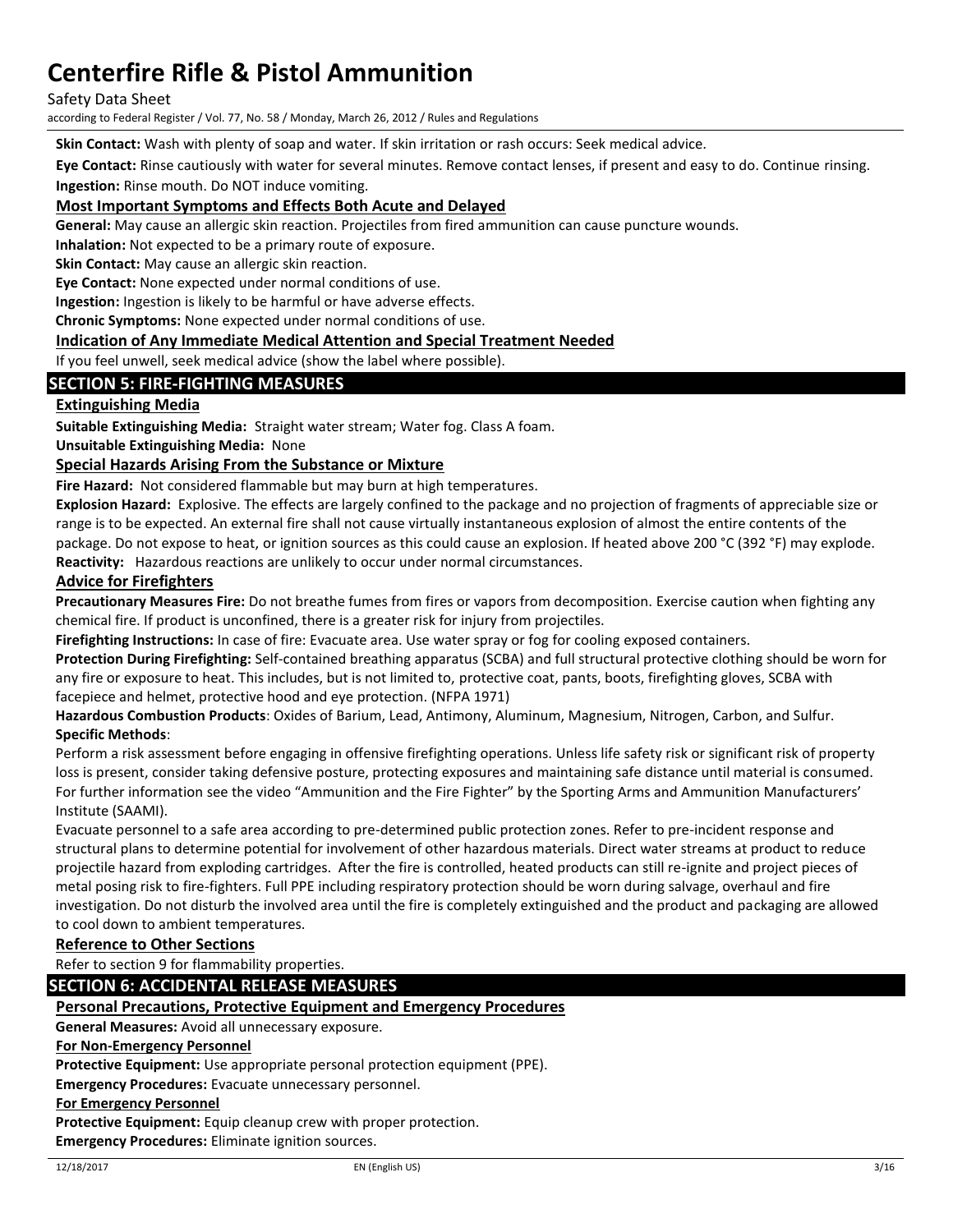**Skin Contact:** Wash with plenty of soap and water. If skin irritation or rash occurs: Seek medical advice.

**Eye Contact:** Rinse cautiously with water for several minutes. Remove contact lenses, if present and easy to do. Continue rinsing.

**Ingestion:** Rinse mouth. Do NOT induce vomiting.

### Most Important Symptoms and Effects Both Acute and Delayed

**General:** May cause an allergic skin reaction. Projectiles from fired ammunition can cause puncture wounds.

**Inhalation:** Not expected to be a primary route of exposure.

**Skin Contact:** May cause an allergic skin reaction.

**Eye Contact:** None expected under normal conditions of use.

**Ingestion:** Ingestion is likely to be harmful or have adverse effects.

**Chronic Symptoms:** None expected under normal conditions of use.

### Indication of Any Immediate Medical Attention and Special Treatment Needed

If you feel unwell, seek medical advice (show the label where possible).

## SECTION 5: FIRE-FIGHTING MEASURES

### Extinguishing Media

**Suitable Extinguishing Media:** Straight water stream; Water fog. Class A foam.

**Unsuitable Extinguishing Media:** None

### Special Hazards Arising From the Substance or Mixture

**Fire Hazard:** Not considered flammable but may burn at high temperatures.

**Explosion Hazard:** Explosive. The effects are largely confined to the package and no projection of fragments of appreciable size or range is to be expected. An external fire shall not cause virtually instantaneous explosion of almost the entire contents of the package. Do not expose to heat, or ignition sources as this could cause an explosion. If heated above 200 °C (392 °F) may explode.

**Reactivity:** Hazardous reactions are unlikely to occur under normal circumstances.

### Advice for Firefighters

**Precautionary Measures Fire:** Do not breathe fumes from fires or vapors from decomposition. Exercise caution when fighting any chemical fire. If product is unconfined, there is a greater risk for injury from projectiles.

**Firefighting Instructions:** In case of fire: Evacuate area. Use water spray or fog for cooling exposed containers.

**Protection During Firefighting:** Self-contained breathing apparatus (SCBA) and full structural protective clothing should be worn for any fire or exposure to heat. This includes, but is not limited to, protective coat, pants, boots, firefighting gloves, SCBA with facepiece and helmet, protective hood and eye protection. (NFPA 1971)

**Hazardous Combustion Products**: Oxides of Barium, Lead, Antimony, Aluminum, Magnesium, Nitrogen, Carbon, and Sulfur.

**Specific Methods**:

Perform a risk assessment before engaging in offensive firefighting operations. Unless life safety risk or significant risk of property loss is present, consider taking defensive posture, protecting exposures and maintaining safe distance until material is consumed. For further information see the video "Ammunition and the Fire Fighter" by the Sporting Arms and Ammunition Manufacturers' Institute (SAAMI).

Evacuate personnel to a safe area according to pre-determined public protection zones. Refer to pre-incident response and structural plans to determine potential for involvement of other hazardous materials. Direct water streams at product to reduce projectile hazard from exploding cartridges. After the fire is controlled, heated products can still re-ignite and project pieces of metal posing risk to fire-fighters. Full PPE including respiratory protection should be worn during salvage, overhaul and fire investigation. Do not disturb the involved area until the fire is completely extinguished and the product and packaging are allowed to cool down to ambient temperatures.

### Reference to Other Sections

Refer to section 9 for flammability properties.

## SECTION 6: ACCIDENTAL RELEASE MEASURES

### Personal Precautions, Protective Equipment and Emergency Procedures

**General Measures:** Avoid all unnecessary exposure.

#### For Non-Emergency Personnel

**Protective Equipment:** Use appropriate personal protection equipment (PPE).

**Emergency Procedures:** Evacuate unnecessary personnel.

#### For Emergency Personnel

**Protective Equipment:** Equip cleanup crew with proper protection.

**Emergency Procedures:** Eliminate ignition sources.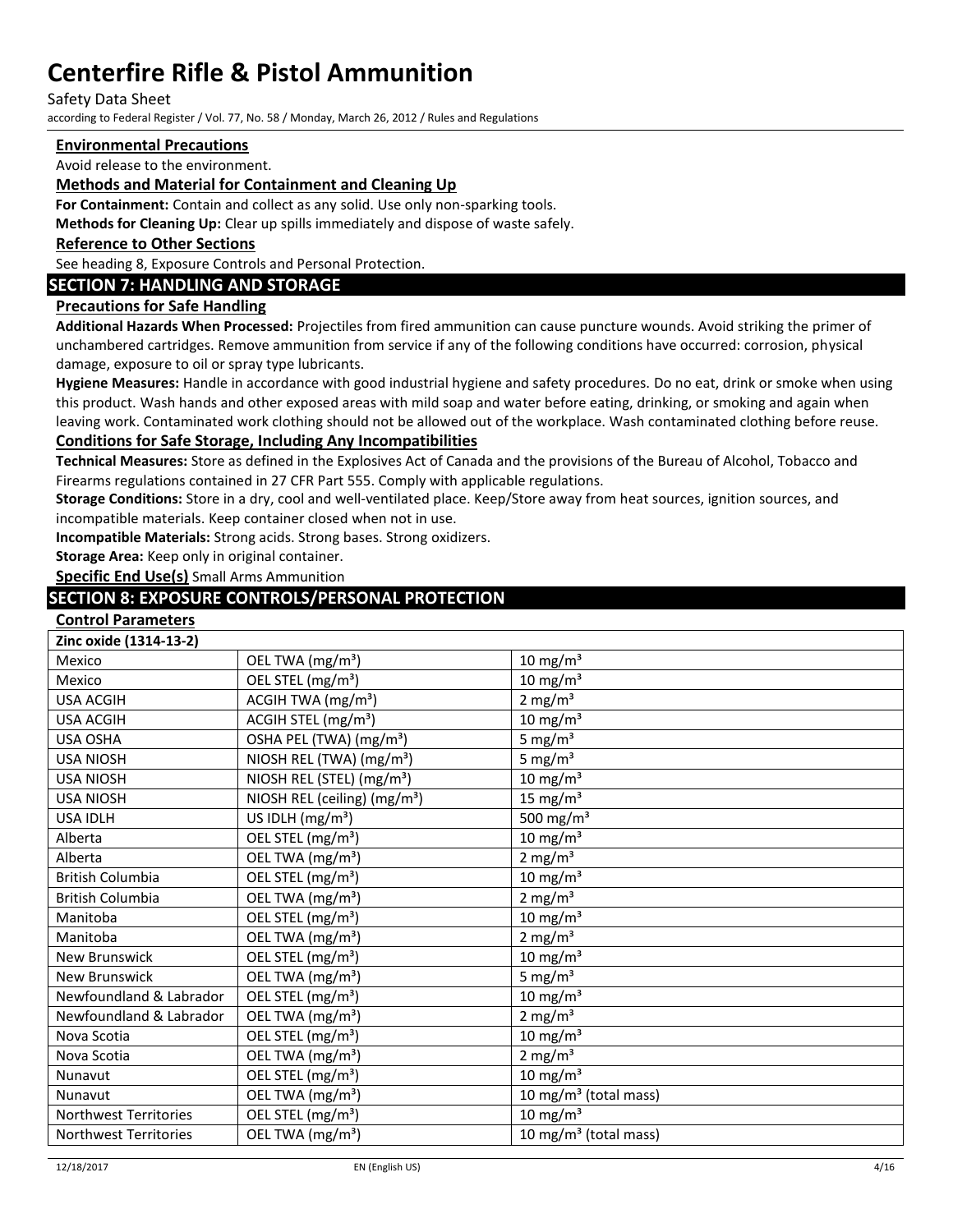### Environmental Precautions

Avoid release to the environment.

### Methods and Material for Containment and Cleaning Up

**For Containment:** Contain and collect as any solid. Use only non-sparking tools.

**Methods for Cleaning Up:** Clear up spills immediately and dispose of waste safely.

### Reference to Other Sections

See heading 8, Exposure Controls and Personal Protection.

## SECTION 7: HANDLING AND STORAGE

### Precautions for Safe Handling

**Additional Hazards When Processed:** Projectiles from fired ammunition can cause puncture wounds. Avoid striking the primer of unchambered cartridges. Remove ammunition from service if any of the following conditions have occurred: corrosion, physical damage, exposure to oil or spray type lubricants.

**Hygiene Measures:** Handle in accordance with good industrial hygiene and safety procedures. Do no eat, drink or smoke when using this product. Wash hands and other exposed areas with mild soap and water before eating, drinking, or smoking and again when leaving work. Contaminated work clothing should not be allowed out of the workplace. Wash contaminated clothing before reuse.

### Conditions for Safe Storage, Including Any Incompatibilities

**Technical Measures:** Store as defined in the Explosives Act of Canada and the provisions of the Bureau of Alcohol, Tobacco and Firearms regulations contained in 27 CFR Part 555. Comply with applicable regulations.

**Storage Conditions:** Store in a dry, cool and well-ventilated place. Keep/Store away from heat sources, ignition sources, and incompatible materials. Keep container closed when not in use.

**Incompatible Materials:** Strong acids. Strong bases. Strong oxidizers.

**Storage Area:** Keep only in original container.

**Specific End Use(s)** Small Arms Ammunition

## SECTION 8: EXPOSURE CONTROLS/PERSONAL PROTECTION

### Control Parameters

| Zinc oxide (1314-13-2) | | |
|---|---|---|
| Mexico | OEL TWA (mg/m³) | 10 mg/m³ |
| Mexico | OEL STEL (mg/m³) | 10 mg/m³ |
| USA ACGIH | ACGIH TWA (mg/m³) | 2 mg/m³ |
| USA ACGIH | ACGIH STEL (mg/m³) | 10 mg/m³ |
| USA OSHA | OSHA PEL (TWA) (mg/m³) | 5 mg/m³ |
| USA NIOSH | NIOSH REL (TWA) (mg/m³) | 5 mg/m³ |
| USA NIOSH | NIOSH REL (STEL) (mg/m³) | 10 mg/m³ |
| USA NIOSH | NIOSH REL (ceiling) (mg/m³) | 15 mg/m³ |
| USA IDLH | US IDLH (mg/m³) | 500 mg/m³ |
| Alberta | OEL STEL (mg/m³) | 10 mg/m³ |
| Alberta | OEL TWA (mg/m³) | 2 mg/m³ |
| British Columbia | OEL STEL (mg/m³) | 10 mg/m³ |
| British Columbia | OEL TWA (mg/m³) | 2 mg/m³ |
| Manitoba | OEL STEL (mg/m³) | 10 mg/m³ |
| Manitoba | OEL TWA (mg/m³) | 2 mg/m³ |
| New Brunswick | OEL STEL (mg/m³) | 10 mg/m³ |
| New Brunswick | OEL TWA (mg/m³) | 5 mg/m³ |
| Newfoundland & Labrador | OEL STEL (mg/m³) | 10 mg/m³ |
| Newfoundland & Labrador | OEL TWA (mg/m³) | 2 mg/m³ |
| Nova Scotia | OEL STEL (mg/m³) | 10 mg/m³ |
| Nova Scotia | OEL TWA (mg/m³) | 2 mg/m³ |
| Nunavut | OEL STEL (mg/m³) | 10 mg/m³ |
| Nunavut | OEL TWA (mg/m³) | 10 mg/m³ (total mass) |
| Northwest Territories | OEL STEL (mg/m³) | 10 mg/m³ |
| Northwest Territories | OEL TWA (mg/m³) | 10 mg/m³ (total mass) |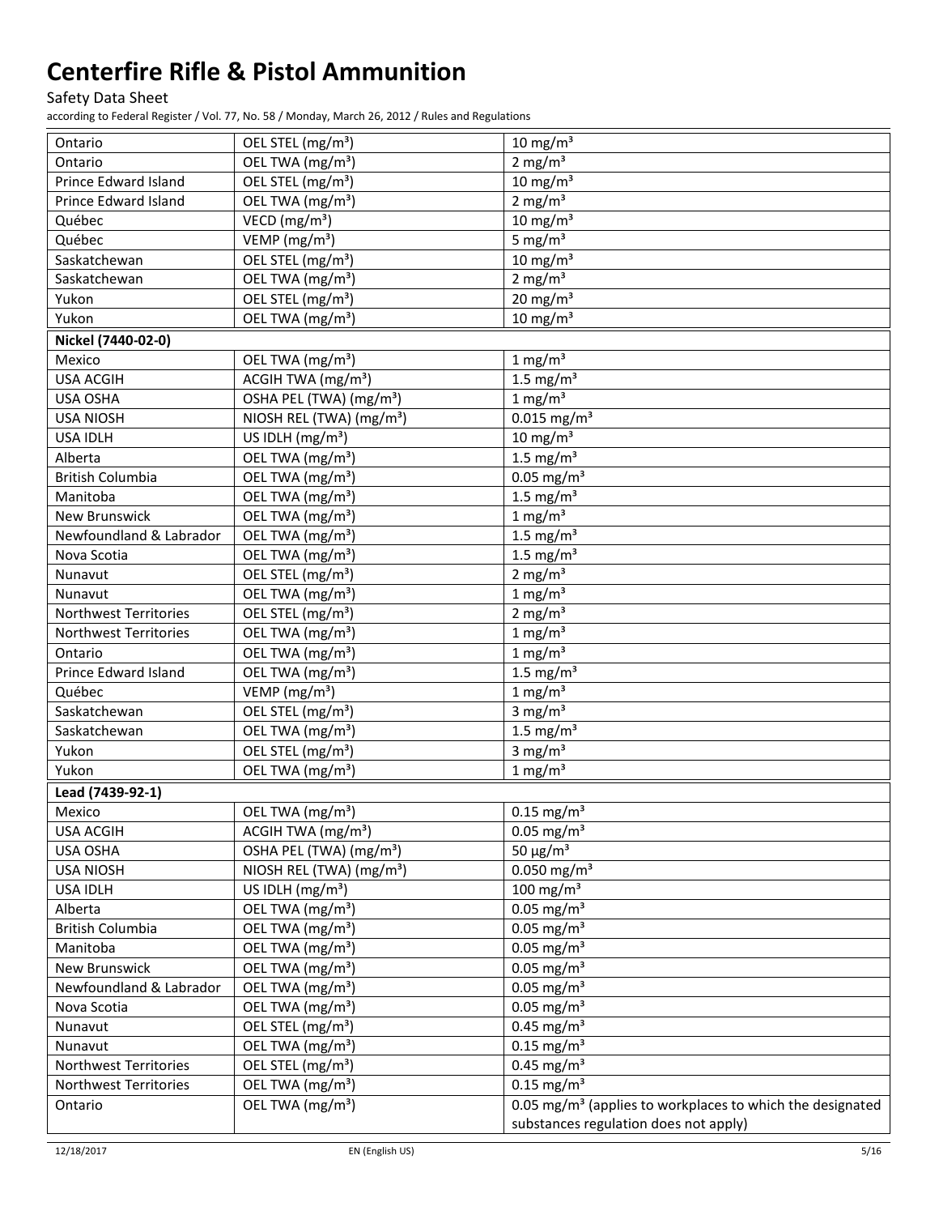# Centerfire Rifle & Pistol Ammunition

Safety Data Sheet

according to Federal Register / Vol. 77, No. 58 / Monday, March 26, 2012 / Rules and Regulations

| | | |
|---|---|---|
| Ontario | OEL STEL (mg/m³) | 10 mg/m³ |
| Ontario | OEL TWA (mg/m³) | 2 mg/m³ |
| Prince Edward Island | OEL STEL (mg/m³) | 10 mg/m³ |
| Prince Edward Island | OEL TWA (mg/m³) | 2 mg/m³ |
| Québec | VECD (mg/m³) | 10 mg/m³ |
| Québec | VEMP (mg/m³) | 5 mg/m³ |
| Saskatchewan | OEL STEL (mg/m³) | 10 mg/m³ |
| Saskatchewan | OEL TWA (mg/m³) | 2 mg/m³ |
| Yukon | OEL STEL (mg/m³) | 20 mg/m³ |
| Yukon | OEL TWA (mg/m³) | 10 mg/m³ |
| **Nickel (7440-02-0)** | | |
| Mexico | OEL TWA (mg/m³) | 1 mg/m³ |
| USA ACGIH | ACGIH TWA (mg/m³) | 1.5 mg/m³ |
| USA OSHA | OSHA PEL (TWA) (mg/m³) | 1 mg/m³ |
| USA NIOSH | NIOSH REL (TWA) (mg/m³) | 0.015 mg/m³ |
| USA IDLH | US IDLH (mg/m³) | 10 mg/m³ |
| Alberta | OEL TWA (mg/m³) | 1.5 mg/m³ |
| British Columbia | OEL TWA (mg/m³) | 0.05 mg/m³ |
| Manitoba | OEL TWA (mg/m³) | 1.5 mg/m³ |
| New Brunswick | OEL TWA (mg/m³) | 1 mg/m³ |
| Newfoundland & Labrador | OEL TWA (mg/m³) | 1.5 mg/m³ |
| Nova Scotia | OEL TWA (mg/m³) | 1.5 mg/m³ |
| Nunavut | OEL STEL (mg/m³) | 2 mg/m³ |
| Nunavut | OEL TWA (mg/m³) | 1 mg/m³ |
| Northwest Territories | OEL STEL (mg/m³) | 2 mg/m³ |
| Northwest Territories | OEL TWA (mg/m³) | 1 mg/m³ |
| Ontario | OEL TWA (mg/m³) | 1 mg/m³ |
| Prince Edward Island | OEL TWA (mg/m³) | 1.5 mg/m³ |
| Québec | VEMP (mg/m³) | 1 mg/m³ |
| Saskatchewan | OEL STEL (mg/m³) | 3 mg/m³ |
| Saskatchewan | OEL TWA (mg/m³) | 1.5 mg/m³ |
| Yukon | OEL STEL (mg/m³) | 3 mg/m³ |
| Yukon | OEL TWA (mg/m³) | 1 mg/m³ |
| **Lead (7439-92-1)** | | |
| Mexico | OEL TWA (mg/m³) | 0.15 mg/m³ |
| USA ACGIH | ACGIH TWA (mg/m³) | 0.05 mg/m³ |
| USA OSHA | OSHA PEL (TWA) (mg/m³) | 50 μg/m³ |
| USA NIOSH | NIOSH REL (TWA) (mg/m³) | 0.050 mg/m³ |
| USA IDLH | US IDLH (mg/m³) | 100 mg/m³ |
| Alberta | OEL TWA (mg/m³) | 0.05 mg/m³ |
| British Columbia | OEL TWA (mg/m³) | 0.05 mg/m³ |
| Manitoba | OEL TWA (mg/m³) | 0.05 mg/m³ |
| New Brunswick | OEL TWA (mg/m³) | 0.05 mg/m³ |
| Newfoundland & Labrador | OEL TWA (mg/m³) | 0.05 mg/m³ |
| Nova Scotia | OEL TWA (mg/m³) | 0.05 mg/m³ |
| Nunavut | OEL STEL (mg/m³) | 0.45 mg/m³ |
| Nunavut | OEL TWA (mg/m³) | 0.15 mg/m³ |
| Northwest Territories | OEL STEL (mg/m³) | 0.45 mg/m³ |
| Northwest Territories | OEL TWA (mg/m³) | 0.15 mg/m³ |
| Ontario | OEL TWA (mg/m³) | 0.05 mg/m³ (applies to workplaces to which the designated substances regulation does not apply) |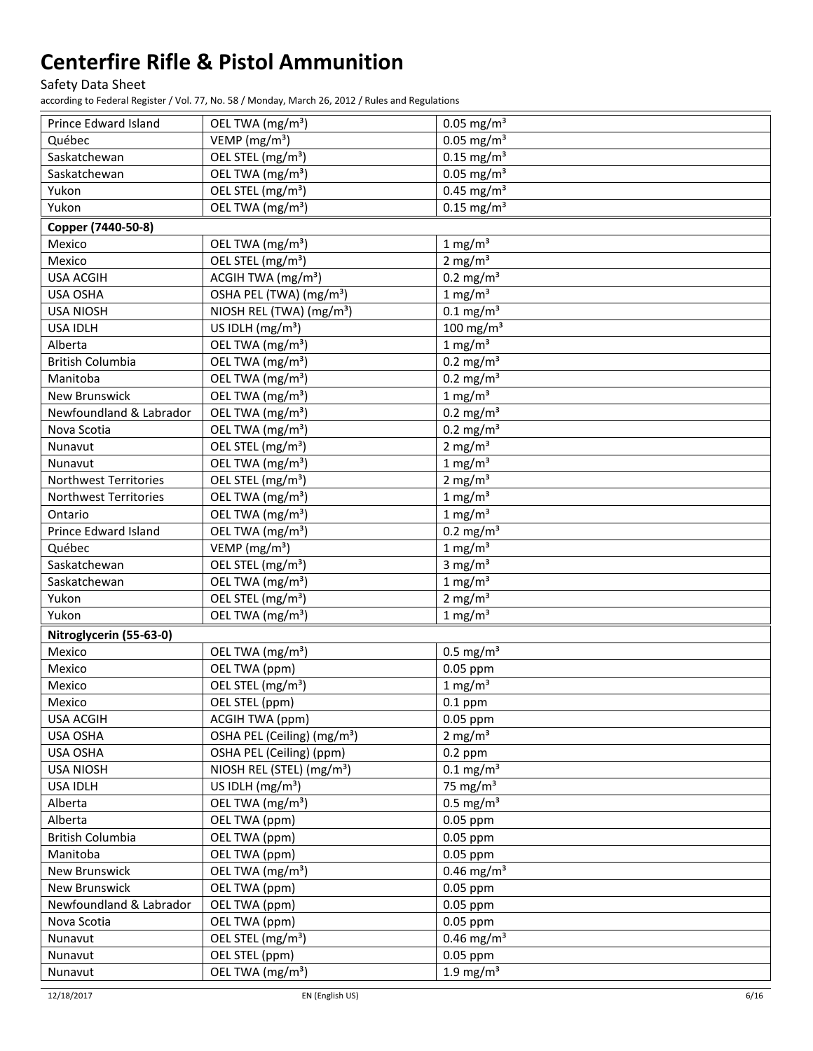| | | |
|---|---|---|
| Prince Edward Island | OEL TWA (mg/m³) | 0.05 mg/m³ |
| Québec | VEMP (mg/m³) | 0.05 mg/m³ |
| Saskatchewan | OEL STEL (mg/m³) | 0.15 mg/m³ |
| Saskatchewan | OEL TWA (mg/m³) | 0.05 mg/m³ |
| Yukon | OEL STEL (mg/m³) | 0.45 mg/m³ |
| Yukon | OEL TWA (mg/m³) | 0.15 mg/m³ |
| **Copper (7440-50-8)** | | |
| Mexico | OEL TWA (mg/m³) | 1 mg/m³ |
| Mexico | OEL STEL (mg/m³) | 2 mg/m³ |
| USA ACGIH | ACGIH TWA (mg/m³) | 0.2 mg/m³ |
| USA OSHA | OSHA PEL (TWA) (mg/m³) | 1 mg/m³ |
| USA NIOSH | NIOSH REL (TWA) (mg/m³) | 0.1 mg/m³ |
| USA IDLH | US IDLH (mg/m³) | 100 mg/m³ |
| Alberta | OEL TWA (mg/m³) | 1 mg/m³ |
| British Columbia | OEL TWA (mg/m³) | 0.2 mg/m³ |
| Manitoba | OEL TWA (mg/m³) | 0.2 mg/m³ |
| New Brunswick | OEL TWA (mg/m³) | 1 mg/m³ |
| Newfoundland & Labrador | OEL TWA (mg/m³) | 0.2 mg/m³ |
| Nova Scotia | OEL TWA (mg/m³) | 0.2 mg/m³ |
| Nunavut | OEL STEL (mg/m³) | 2 mg/m³ |
| Nunavut | OEL TWA (mg/m³) | 1 mg/m³ |
| Northwest Territories | OEL STEL (mg/m³) | 2 mg/m³ |
| Northwest Territories | OEL TWA (mg/m³) | 1 mg/m³ |
| Ontario | OEL TWA (mg/m³) | 1 mg/m³ |
| Prince Edward Island | OEL TWA (mg/m³) | 0.2 mg/m³ |
| Québec | VEMP (mg/m³) | 1 mg/m³ |
| Saskatchewan | OEL STEL (mg/m³) | 3 mg/m³ |
| Saskatchewan | OEL TWA (mg/m³) | 1 mg/m³ |
| Yukon | OEL STEL (mg/m³) | 2 mg/m³ |
| Yukon | OEL TWA (mg/m³) | 1 mg/m³ |
| **Nitroglycerin (55-63-0)** | | |
| Mexico | OEL TWA (mg/m³) | 0.5 mg/m³ |
| Mexico | OEL TWA (ppm) | 0.05 ppm |
| Mexico | OEL STEL (mg/m³) | 1 mg/m³ |
| Mexico | OEL STEL (ppm) | 0.1 ppm |
| USA ACGIH | ACGIH TWA (ppm) | 0.05 ppm |
| USA OSHA | OSHA PEL (Ceiling) (mg/m³) | 2 mg/m³ |
| USA OSHA | OSHA PEL (Ceiling) (ppm) | 0.2 ppm |
| USA NIOSH | NIOSH REL (STEL) (mg/m³) | 0.1 mg/m³ |
| USA IDLH | US IDLH (mg/m³) | 75 mg/m³ |
| Alberta | OEL TWA (mg/m³) | 0.5 mg/m³ |
| Alberta | OEL TWA (ppm) | 0.05 ppm |
| British Columbia | OEL TWA (ppm) | 0.05 ppm |
| Manitoba | OEL TWA (ppm) | 0.05 ppm |
| New Brunswick | OEL TWA (mg/m³) | 0.46 mg/m³ |
| New Brunswick | OEL TWA (ppm) | 0.05 ppm |
| Newfoundland & Labrador | OEL TWA (ppm) | 0.05 ppm |
| Nova Scotia | OEL TWA (ppm) | 0.05 ppm |
| Nunavut | OEL STEL (mg/m³) | 0.46 mg/m³ |
| Nunavut | OEL STEL (ppm) | 0.05 ppm |
| Nunavut | OEL TWA (mg/m³) | 1.9 mg/m³ |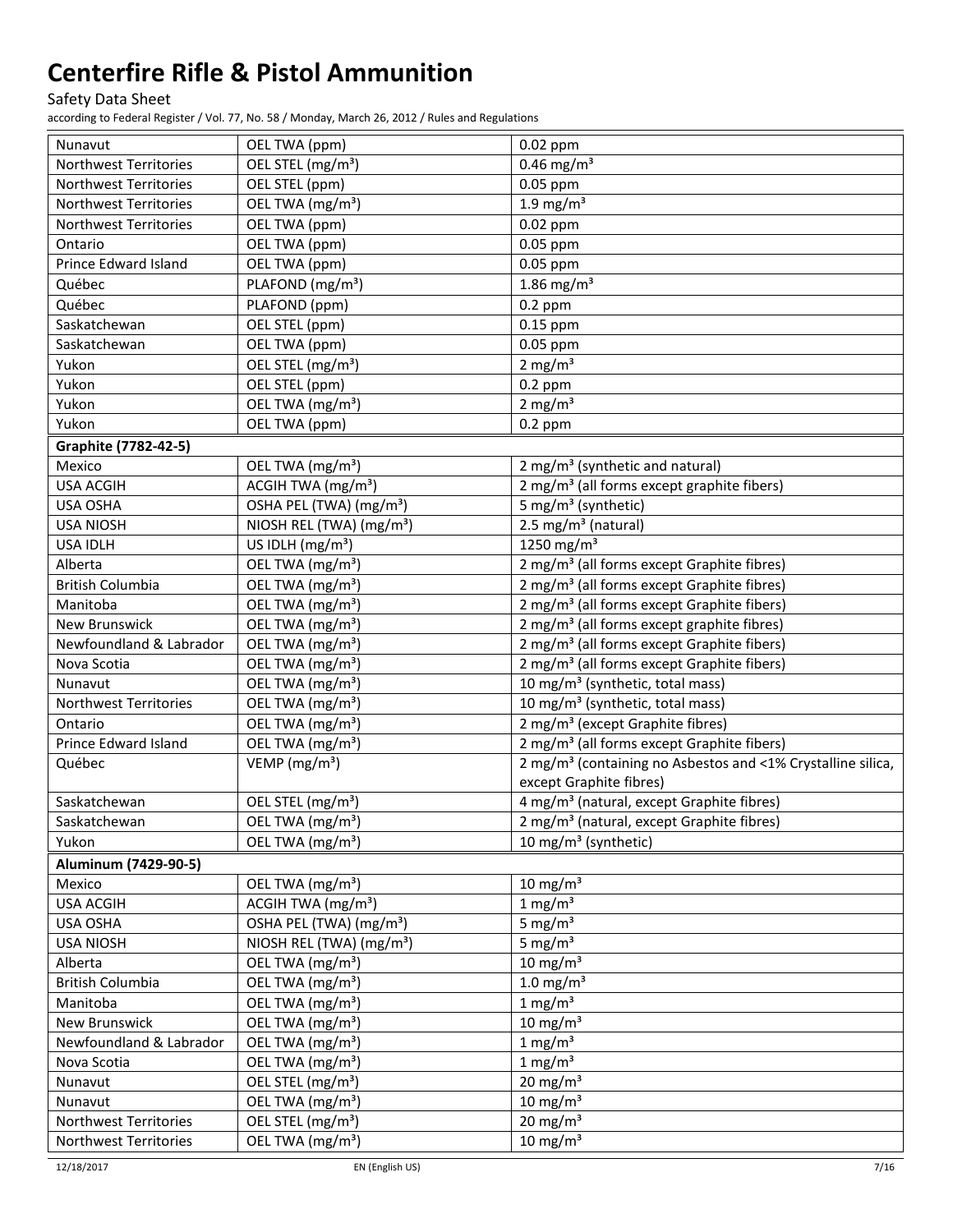| | | |
|---|---|---|
| Nunavut | OEL TWA (ppm) | 0.02 ppm |
| Northwest Territories | OEL STEL (mg/m³) | 0.46 mg/m³ |
| Northwest Territories | OEL STEL (ppm) | 0.05 ppm |
| Northwest Territories | OEL TWA (mg/m³) | 1.9 mg/m³ |
| Northwest Territories | OEL TWA (ppm) | 0.02 ppm |
| Ontario | OEL TWA (ppm) | 0.05 ppm |
| Prince Edward Island | OEL TWA (ppm) | 0.05 ppm |
| Québec | PLAFOND (mg/m³) | 1.86 mg/m³ |
| Québec | PLAFOND (ppm) | 0.2 ppm |
| Saskatchewan | OEL STEL (ppm) | 0.15 ppm |
| Saskatchewan | OEL TWA (ppm) | 0.05 ppm |
| Yukon | OEL STEL (mg/m³) | 2 mg/m³ |
| Yukon | OEL STEL (ppm) | 0.2 ppm |
| Yukon | OEL TWA (mg/m³) | 2 mg/m³ |
| Yukon | OEL TWA (ppm) | 0.2 ppm |
| **Graphite (7782-42-5)** | | |
| Mexico | OEL TWA (mg/m³) | 2 mg/m³ (synthetic and natural) |
| USA ACGIH | ACGIH TWA (mg/m³) | 2 mg/m³ (all forms except graphite fibers) |
| USA OSHA | OSHA PEL (TWA) (mg/m³) | 5 mg/m³ (synthetic) |
| USA NIOSH | NIOSH REL (TWA) (mg/m³) | 2.5 mg/m³ (natural) |
| USA IDLH | US IDLH (mg/m³) | 1250 mg/m³ |
| Alberta | OEL TWA (mg/m³) | 2 mg/m³ (all forms except Graphite fibres) |
| British Columbia | OEL TWA (mg/m³) | 2 mg/m³ (all forms except Graphite fibres) |
| Manitoba | OEL TWA (mg/m³) | 2 mg/m³ (all forms except Graphite fibers) |
| New Brunswick | OEL TWA (mg/m³) | 2 mg/m³ (all forms except graphite fibres) |
| Newfoundland & Labrador | OEL TWA (mg/m³) | 2 mg/m³ (all forms except Graphite fibers) |
| Nova Scotia | OEL TWA (mg/m³) | 2 mg/m³ (all forms except Graphite fibers) |
| Nunavut | OEL TWA (mg/m³) | 10 mg/m³ (synthetic, total mass) |
| Northwest Territories | OEL TWA (mg/m³) | 10 mg/m³ (synthetic, total mass) |
| Ontario | OEL TWA (mg/m³) | 2 mg/m³ (except Graphite fibres) |
| Prince Edward Island | OEL TWA (mg/m³) | 2 mg/m³ (all forms except Graphite fibers) |
| Québec | VEMP (mg/m³) | 2 mg/m³ (containing no Asbestos and <1% Crystalline silica, except Graphite fibres) |
| Saskatchewan | OEL STEL (mg/m³) | 4 mg/m³ (natural, except Graphite fibres) |
| Saskatchewan | OEL TWA (mg/m³) | 2 mg/m³ (natural, except Graphite fibres) |
| Yukon | OEL TWA (mg/m³) | 10 mg/m³ (synthetic) |
| **Aluminum (7429-90-5)** | | |
| Mexico | OEL TWA (mg/m³) | 10 mg/m³ |
| USA ACGIH | ACGIH TWA (mg/m³) | 1 mg/m³ |
| USA OSHA | OSHA PEL (TWA) (mg/m³) | 5 mg/m³ |
| USA NIOSH | NIOSH REL (TWA) (mg/m³) | 5 mg/m³ |
| Alberta | OEL TWA (mg/m³) | 10 mg/m³ |
| British Columbia | OEL TWA (mg/m³) | 1.0 mg/m³ |
| Manitoba | OEL TWA (mg/m³) | 1 mg/m³ |
| New Brunswick | OEL TWA (mg/m³) | 10 mg/m³ |
| Newfoundland & Labrador | OEL TWA (mg/m³) | 1 mg/m³ |
| Nova Scotia | OEL TWA (mg/m³) | 1 mg/m³ |
| Nunavut | OEL STEL (mg/m³) | 20 mg/m³ |
| Nunavut | OEL TWA (mg/m³) | 10 mg/m³ |
| Northwest Territories | OEL STEL (mg/m³) | 20 mg/m³ |
| Northwest Territories | OEL TWA (mg/m³) | 10 mg/m³ |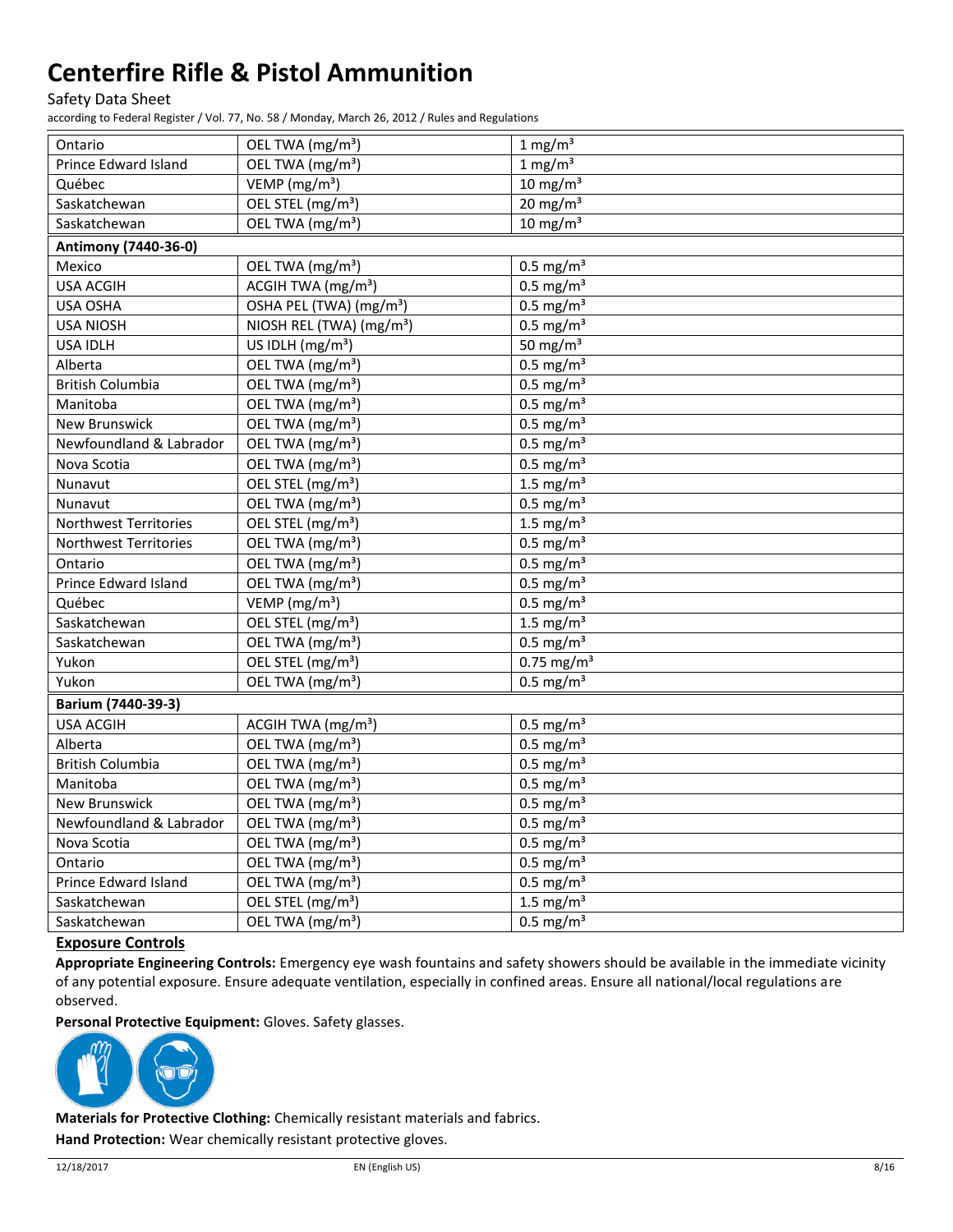| | | |
|---|---|---|
| Ontario | OEL TWA (mg/m³) | 1 mg/m³ |
| Prince Edward Island | OEL TWA (mg/m³) | 1 mg/m³ |
| Québec | VEMP (mg/m³) | 10 mg/m³ |
| Saskatchewan | OEL STEL (mg/m³) | 20 mg/m³ |
| Saskatchewan | OEL TWA (mg/m³) | 10 mg/m³ |
| **Antimony (7440-36-0)** | | |
| Mexico | OEL TWA (mg/m³) | 0.5 mg/m³ |
| USA ACGIH | ACGIH TWA (mg/m³) | 0.5 mg/m³ |
| USA OSHA | OSHA PEL (TWA) (mg/m³) | 0.5 mg/m³ |
| USA NIOSH | NIOSH REL (TWA) (mg/m³) | 0.5 mg/m³ |
| USA IDLH | US IDLH (mg/m³) | 50 mg/m³ |
| Alberta | OEL TWA (mg/m³) | 0.5 mg/m³ |
| British Columbia | OEL TWA (mg/m³) | 0.5 mg/m³ |
| Manitoba | OEL TWA (mg/m³) | 0.5 mg/m³ |
| New Brunswick | OEL TWA (mg/m³) | 0.5 mg/m³ |
| Newfoundland & Labrador | OEL TWA (mg/m³) | 0.5 mg/m³ |
| Nova Scotia | OEL TWA (mg/m³) | 0.5 mg/m³ |
| Nunavut | OEL STEL (mg/m³) | 1.5 mg/m³ |
| Nunavut | OEL TWA (mg/m³) | 0.5 mg/m³ |
| Northwest Territories | OEL STEL (mg/m³) | 1.5 mg/m³ |
| Northwest Territories | OEL TWA (mg/m³) | 0.5 mg/m³ |
| Ontario | OEL TWA (mg/m³) | 0.5 mg/m³ |
| Prince Edward Island | OEL TWA (mg/m³) | 0.5 mg/m³ |
| Québec | VEMP (mg/m³) | 0.5 mg/m³ |
| Saskatchewan | OEL STEL (mg/m³) | 1.5 mg/m³ |
| Saskatchewan | OEL TWA (mg/m³) | 0.5 mg/m³ |
| Yukon | OEL STEL (mg/m³) | 0.75 mg/m³ |
| Yukon | OEL TWA (mg/m³) | 0.5 mg/m³ |
| **Barium (7440-39-3)** | | |
| USA ACGIH | ACGIH TWA (mg/m³) | 0.5 mg/m³ |
| Alberta | OEL TWA (mg/m³) | 0.5 mg/m³ |
| British Columbia | OEL TWA (mg/m³) | 0.5 mg/m³ |
| Manitoba | OEL TWA (mg/m³) | 0.5 mg/m³ |
| New Brunswick | OEL TWA (mg/m³) | 0.5 mg/m³ |
| Newfoundland & Labrador | OEL TWA (mg/m³) | 0.5 mg/m³ |
| Nova Scotia | OEL TWA (mg/m³) | 0.5 mg/m³ |
| Ontario | OEL TWA (mg/m³) | 0.5 mg/m³ |
| Prince Edward Island | OEL TWA (mg/m³) | 0.5 mg/m³ |
| Saskatchewan | OEL STEL (mg/m³) | 1.5 mg/m³ |
| Saskatchewan | OEL TWA (mg/m³) | 0.5 mg/m³ |

## Exposure Controls

**Appropriate Engineering Controls:** Emergency eye wash fountains and safety showers should be available in the immediate vicinity of any potential exposure. Ensure adequate ventilation, especially in confined areas. Ensure all national/local regulations are observed.

**Personal Protective Equipment:** Gloves. Safety glasses.

**Materials for Protective Clothing:** Chemically resistant materials and fabrics.

**Hand Protection:** Wear chemically resistant protective gloves.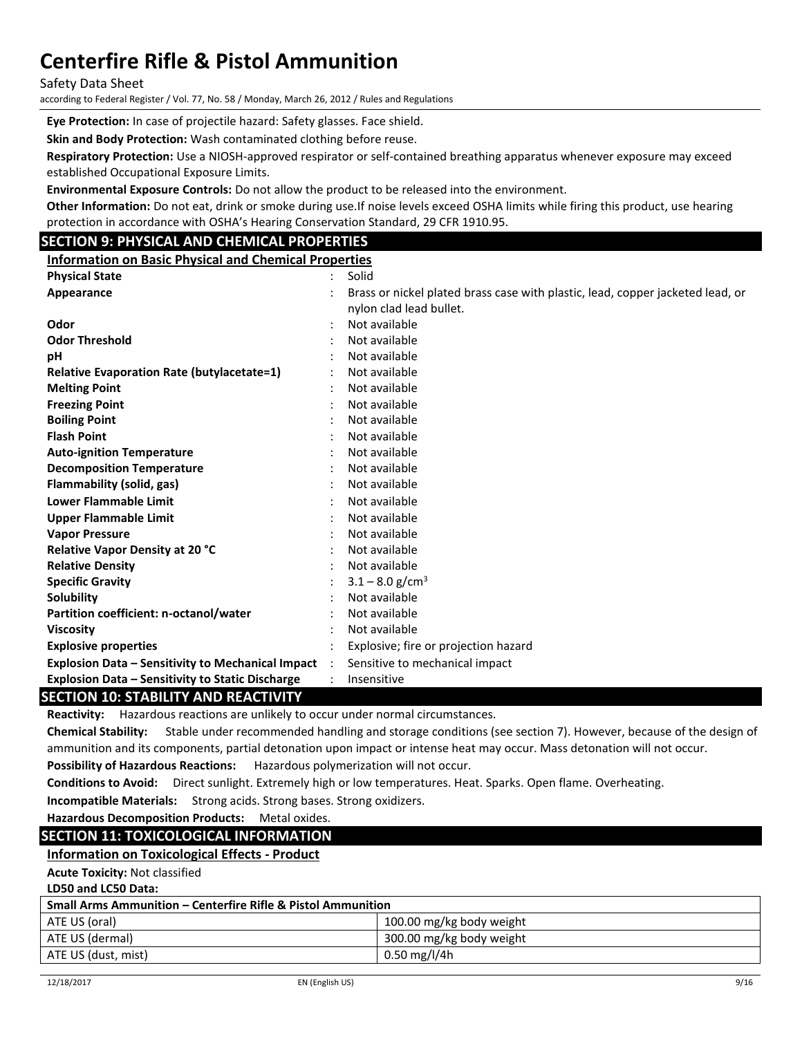**Eye Protection:** In case of projectile hazard: Safety glasses. Face shield.

**Skin and Body Protection:** Wash contaminated clothing before reuse.

**Respiratory Protection:** Use a NIOSH-approved respirator or self-contained breathing apparatus whenever exposure may exceed established Occupational Exposure Limits.

**Environmental Exposure Controls:** Do not allow the product to be released into the environment.

**Other Information:** Do not eat, drink or smoke during use.If noise levels exceed OSHA limits while firing this product, use hearing protection in accordance with OSHA's Hearing Conservation Standard, 29 CFR 1910.95.

## SECTION 9: PHYSICAL AND CHEMICAL PROPERTIES

### Information on Basic Physical and Chemical Properties

| Property | | Value |
|---|---|---|
| **Physical State** | : | Solid |
| **Appearance** | : | Brass or nickel plated brass case with plastic, lead, copper jacketed lead, or nylon clad lead bullet. |
| **Odor** | : | Not available |
| **Odor Threshold** | : | Not available |
| **pH** | : | Not available |
| **Relative Evaporation Rate (butylacetate=1)** | : | Not available |
| **Melting Point** | : | Not available |
| **Freezing Point** | : | Not available |
| **Boiling Point** | : | Not available |
| **Flash Point** | : | Not available |
| **Auto-ignition Temperature** | : | Not available |
| **Decomposition Temperature** | : | Not available |
| **Flammability (solid, gas)** | : | Not available |
| **Lower Flammable Limit** | : | Not available |
| **Upper Flammable Limit** | : | Not available |
| **Vapor Pressure** | : | Not available |
| **Relative Vapor Density at 20 °C** | : | Not available |
| **Relative Density** | : | Not available |
| **Specific Gravity** | : | 3.1 – 8.0 g/cm$^3$ |
| **Solubility** | : | Not available |
| **Partition coefficient: n-octanol/water** | : | Not available |
| **Viscosity** | : | Not available |
| **Explosive properties** | : | Explosive; fire or projection hazard |
| **Explosion Data – Sensitivity to Mechanical Impact** | : | Sensitive to mechanical impact |
| **Explosion Data – Sensitivity to Static Discharge** | : | Insensitive |

## SECTION 10: STABILITY AND REACTIVITY

**Reactivity:** Hazardous reactions are unlikely to occur under normal circumstances.

**Chemical Stability:** Stable under recommended handling and storage conditions (see section 7). However, because of the design of ammunition and its components, partial detonation upon impact or intense heat may occur. Mass detonation will not occur.

**Possibility of Hazardous Reactions:** Hazardous polymerization will not occur.

**Conditions to Avoid:** Direct sunlight. Extremely high or low temperatures. Heat. Sparks. Open flame. Overheating.

**Incompatible Materials:** Strong acids. Strong bases. Strong oxidizers.

**Hazardous Decomposition Products:** Metal oxides.

## SECTION 11: TOXICOLOGICAL INFORMATION

### Information on Toxicological Effects - Product

**Acute Toxicity:** Not classified

**LD50 and LC50 Data:**

| Small Arms Ammunition – Centerfire Rifle & Pistol Ammunition | |
|---|---|
| ATE US (oral) | 100.00 mg/kg body weight |
| ATE US (dermal) | 300.00 mg/kg body weight |
| ATE US (dust, mist) | 0.50 mg/l/4h |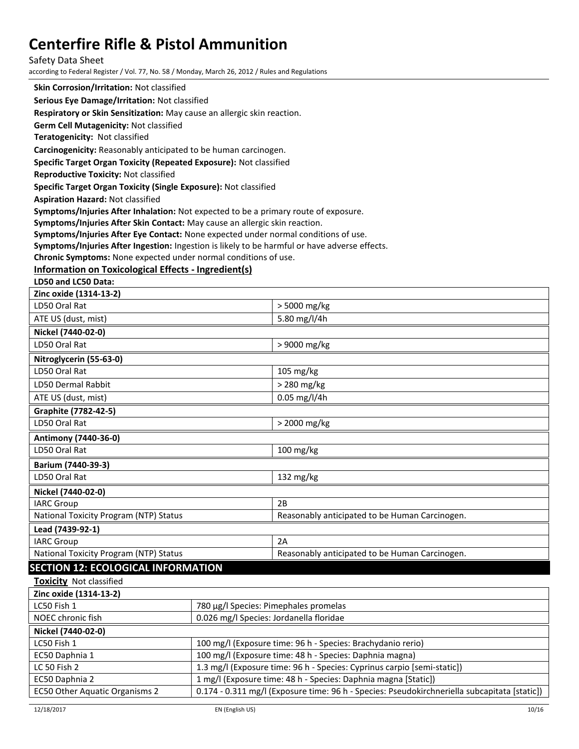**Skin Corrosion/Irritation:** Not classified

**Serious Eye Damage/Irritation:** Not classified

**Respiratory or Skin Sensitization:** May cause an allergic skin reaction.

**Germ Cell Mutagenicity:** Not classified

**Teratogenicity:** Not classified

**Carcinogenicity:** Reasonably anticipated to be human carcinogen.

**Specific Target Organ Toxicity (Repeated Exposure):** Not classified

**Reproductive Toxicity:** Not classified

**Specific Target Organ Toxicity (Single Exposure):** Not classified

**Aspiration Hazard:** Not classified

**Symptoms/Injuries After Inhalation:** Not expected to be a primary route of exposure.

**Symptoms/Injuries After Skin Contact:** May cause an allergic skin reaction.

**Symptoms/Injuries After Eye Contact:** None expected under normal conditions of use.

**Symptoms/Injuries After Ingestion:** Ingestion is likely to be harmful or have adverse effects.

**Chronic Symptoms:** None expected under normal conditions of use.

**Information on Toxicological Effects - Ingredient(s)**

**LD50 and LC50 Data:**

| **Zinc oxide (1314-13-2)** | |
|---|---|
| LD50 Oral Rat | > 5000 mg/kg |
| ATE US (dust, mist) | 5.80 mg/l/4h |
| **Nickel (7440-02-0)** | |
| LD50 Oral Rat | > 9000 mg/kg |
| **Nitroglycerin (55-63-0)** | |
| LD50 Oral Rat | 105 mg/kg |
| LD50 Dermal Rabbit | > 280 mg/kg |
| ATE US (dust, mist) | 0.05 mg/l/4h |
| **Graphite (7782-42-5)** | |
| LD50 Oral Rat | > 2000 mg/kg |
| **Antimony (7440-36-0)** | |
| LD50 Oral Rat | 100 mg/kg |
| **Barium (7440-39-3)** | |
| LD50 Oral Rat | 132 mg/kg |
| **Nickel (7440-02-0)** | |
| IARC Group | 2B |
| National Toxicity Program (NTP) Status | Reasonably anticipated to be Human Carcinogen. |
| **Lead (7439-92-1)** | |
| IARC Group | 2A |
| National Toxicity Program (NTP) Status | Reasonably anticipated to be Human Carcinogen. |

## SECTION 12: ECOLOGICAL INFORMATION

**Toxicity** Not classified

| **Zinc oxide (1314-13-2)** | |
|---|---|
| LC50 Fish 1 | 780 µg/l Species: Pimephales promelas |
| NOEC chronic fish | 0.026 mg/l Species: Jordanella floridae |
| **Nickel (7440-02-0)** | |
| LC50 Fish 1 | 100 mg/l (Exposure time: 96 h - Species: Brachydanio rerio) |
| EC50 Daphnia 1 | 100 mg/l (Exposure time: 48 h - Species: Daphnia magna) |
| LC 50 Fish 2 | 1.3 mg/l (Exposure time: 96 h - Species: Cyprinus carpio [semi-static]) |
| EC50 Daphnia 2 | 1 mg/l (Exposure time: 48 h - Species: Daphnia magna [Static]) |
| EC50 Other Aquatic Organisms 2 | 0.174 - 0.311 mg/l (Exposure time: 96 h - Species: Pseudokirchneriella subcapitata [static]) |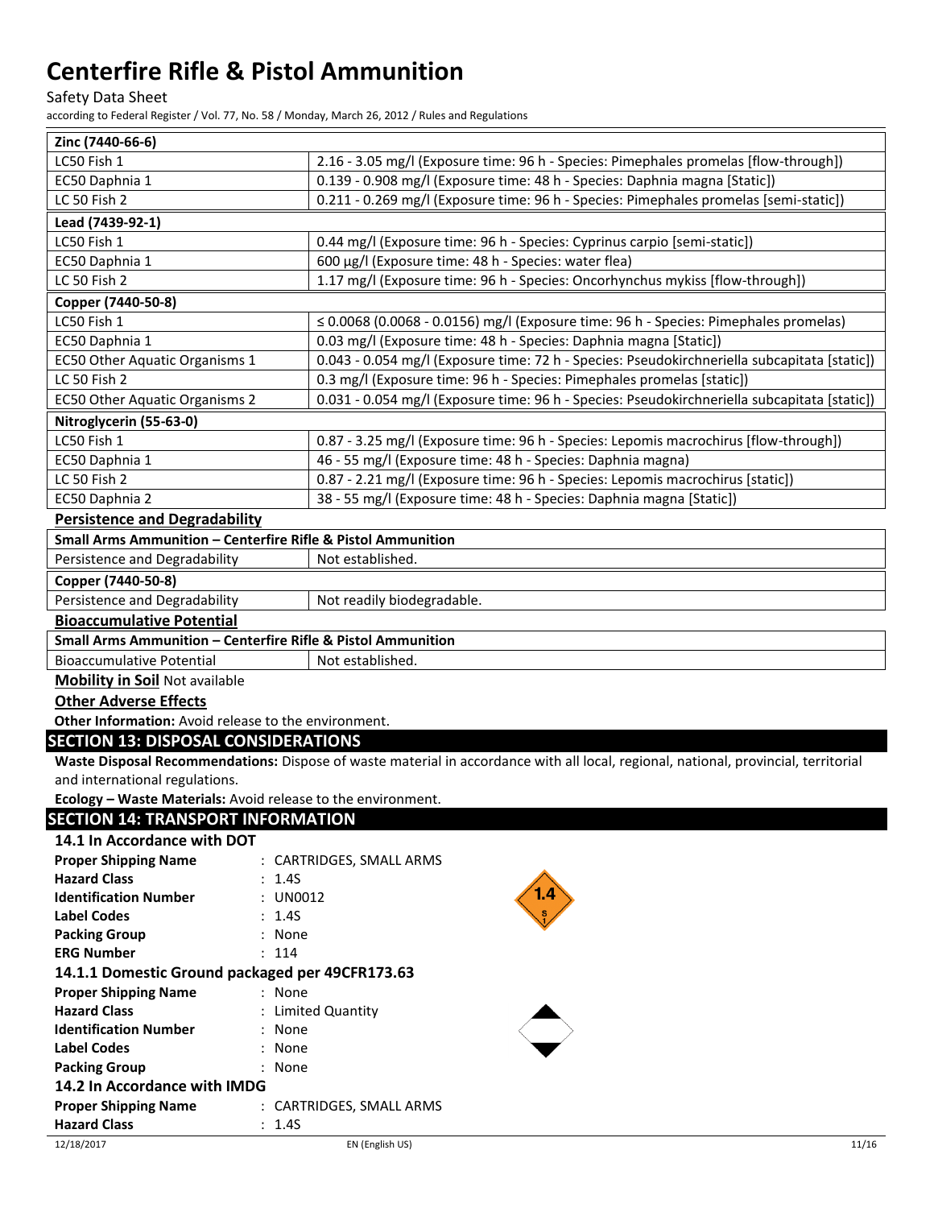| Zinc (7440-66-6) | |
|---|---|
| LC50 Fish 1 | 2.16 - 3.05 mg/l (Exposure time: 96 h - Species: Pimephales promelas [flow-through]) |
| EC50 Daphnia 1 | 0.139 - 0.908 mg/l (Exposure time: 48 h - Species: Daphnia magna [Static]) |
| LC 50 Fish 2 | 0.211 - 0.269 mg/l (Exposure time: 96 h - Species: Pimephales promelas [semi-static]) |
| **Lead (7439-92-1)** | |
| LC50 Fish 1 | 0.44 mg/l (Exposure time: 96 h - Species: Cyprinus carpio [semi-static]) |
| EC50 Daphnia 1 | 600 µg/l (Exposure time: 48 h - Species: water flea) |
| LC 50 Fish 2 | 1.17 mg/l (Exposure time: 96 h - Species: Oncorhynchus mykiss [flow-through]) |
| **Copper (7440-50-8)** | |
| LC50 Fish 1 | ≤ 0.0068 (0.0068 - 0.0156) mg/l (Exposure time: 96 h - Species: Pimephales promelas) |
| EC50 Daphnia 1 | 0.03 mg/l (Exposure time: 48 h - Species: Daphnia magna [Static]) |
| EC50 Other Aquatic Organisms 1 | 0.043 - 0.054 mg/l (Exposure time: 72 h - Species: Pseudokirchneriella subcapitata [static]) |
| LC 50 Fish 2 | 0.3 mg/l (Exposure time: 96 h - Species: Pimephales promelas [static]) |
| EC50 Other Aquatic Organisms 2 | 0.031 - 0.054 mg/l (Exposure time: 96 h - Species: Pseudokirchneriella subcapitata [static]) |
| **Nitroglycerin (55-63-0)** | |
| LC50 Fish 1 | 0.87 - 3.25 mg/l (Exposure time: 96 h - Species: Lepomis macrochirus [flow-through]) |
| EC50 Daphnia 1 | 46 - 55 mg/l (Exposure time: 48 h - Species: Daphnia magna) |
| LC 50 Fish 2 | 0.87 - 2.21 mg/l (Exposure time: 96 h - Species: Lepomis macrochirus [static]) |
| EC50 Daphnia 2 | 38 - 55 mg/l (Exposure time: 48 h - Species: Daphnia magna [Static]) |

**Persistence and Degradability**

| Small Arms Ammunition – Centerfire Rifle & Pistol Ammunition | |
|---|---|
| Persistence and Degradability | Not established. |
| **Copper (7440-50-8)** | |
| Persistence and Degradability | Not readily biodegradable. |

**Bioaccumulative Potential**

| Small Arms Ammunition – Centerfire Rifle & Pistol Ammunition | |
|---|---|
| Bioaccumulative Potential | Not established. |

**Mobility in Soil** Not available

**Other Adverse Effects**

**Other Information:** Avoid release to the environment.

## SECTION 13: DISPOSAL CONSIDERATIONS

**Waste Disposal Recommendations:** Dispose of waste material in accordance with all local, regional, national, provincial, territorial and international regulations.

**Ecology – Waste Materials:** Avoid release to the environment.

## SECTION 14: TRANSPORT INFORMATION

### 14.1 In Accordance with DOT

**Proper Shipping Name** : CARTRIDGES, SMALL ARMS
**Hazard Class** : 1.4S
**Identification Number** : UN0012
**Label Codes** : 1.4S
**Packing Group** : None
**ERG Number** : 114

### 14.1.1 Domestic Ground packaged per 49CFR173.63

**Proper Shipping Name** : None
**Hazard Class** : Limited Quantity
**Identification Number** : None
**Label Codes** : None
**Packing Group** : None

### 14.2 In Accordance with IMDG

**Proper Shipping Name** : CARTRIDGES, SMALL ARMS
**Hazard Class** : 1.4S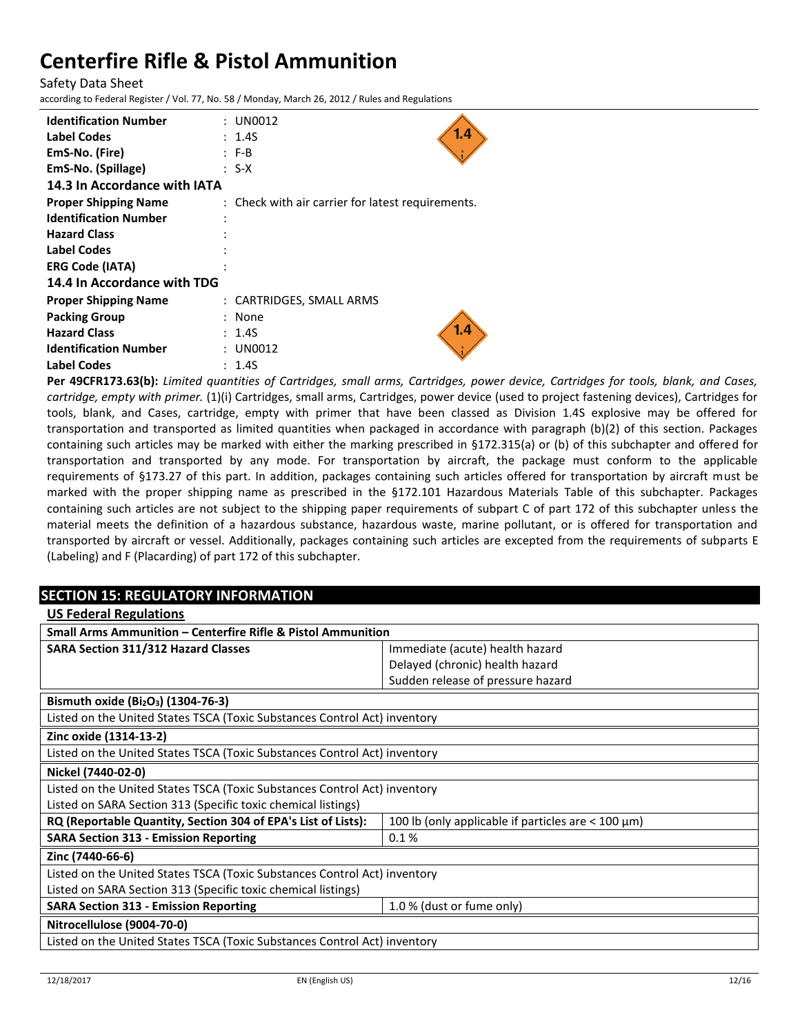| | |
|---|---|
| **Identification Number** | : UN0012 |
| **Label Codes** | : 1.4S |
| **EmS-No. (Fire)** | : F-B |
| **EmS-No. (Spillage)** | : S-X |

### 14.3 In Accordance with IATA

| | |
|---|---|
| **Proper Shipping Name** | : Check with air carrier for latest requirements. |
| **Identification Number** | : |
| **Hazard Class** | : |
| **Label Codes** | : |
| **ERG Code (IATA)** | : |

### 14.4 In Accordance with TDG

| | |
|---|---|
| **Proper Shipping Name** | : CARTRIDGES, SMALL ARMS |
| **Packing Group** | : None |
| **Hazard Class** | : 1.4S |
| **Identification Number** | : UN0012 |
| **Label Codes** | : 1.4S |

**Per 49CFR173.63(b):** *Limited quantities of Cartridges, small arms, Cartridges, power device, Cartridges for tools, blank, and Cases, cartridge, empty with primer.* (1)(i) Cartridges, small arms, Cartridges, power device (used to project fastening devices), Cartridges for tools, blank, and Cases, cartridge, empty with primer that have been classed as Division 1.4S explosive may be offered for transportation and transported as limited quantities when packaged in accordance with paragraph (b)(2) of this section. Packages containing such articles may be marked with either the marking prescribed in §172.315(a) or (b) of this subchapter and offered for transportation and transported by any mode. For transportation by aircraft, the package must conform to the applicable requirements of §173.27 of this part. In addition, packages containing such articles offered for transportation by aircraft must be marked with the proper shipping name as prescribed in the §172.101 Hazardous Materials Table of this subchapter. Packages containing such articles are not subject to the shipping paper requirements of subpart C of part 172 of this subchapter unless the material meets the definition of a hazardous substance, hazardous waste, marine pollutant, or is offered for transportation and transported by aircraft or vessel. Additionally, packages containing such articles are excepted from the requirements of subparts E (Labeling) and F (Placarding) of part 172 of this subchapter.

## SECTION 15: REGULATORY INFORMATION

### US Federal Regulations

| **Small Arms Ammunition – Centerfire Rifle & Pistol Ammunition** | |
|---|---|
| **SARA Section 311/312 Hazard Classes** | Immediate (acute) health hazard<br>Delayed (chronic) health hazard<br>Sudden release of pressure hazard |

| **Bismuth oxide ($Bi_2O_3$) (1304-76-3)** | |
|---|---|
| Listed on the United States TSCA (Toxic Substances Control Act) inventory | |

| **Zinc oxide (1314-13-2)** | |
|---|---|
| Listed on the United States TSCA (Toxic Substances Control Act) inventory | |

| **Nickel (7440-02-0)** | |
|---|---|
| Listed on the United States TSCA (Toxic Substances Control Act) inventory | |
| Listed on SARA Section 313 (Specific toxic chemical listings) | |
| **RQ (Reportable Quantity, Section 304 of EPA's List of Lists):** | 100 lb (only applicable if particles are < 100 µm) |
| **SARA Section 313 - Emission Reporting** | 0.1 % |

| **Zinc (7440-66-6)** | |
|---|---|
| Listed on the United States TSCA (Toxic Substances Control Act) inventory | |
| Listed on SARA Section 313 (Specific toxic chemical listings) | |
| **SARA Section 313 - Emission Reporting** | 1.0 % (dust or fume only) |

| **Nitrocellulose (9004-70-0)** | |
|---|---|
| Listed on the United States TSCA (Toxic Substances Control Act) inventory | |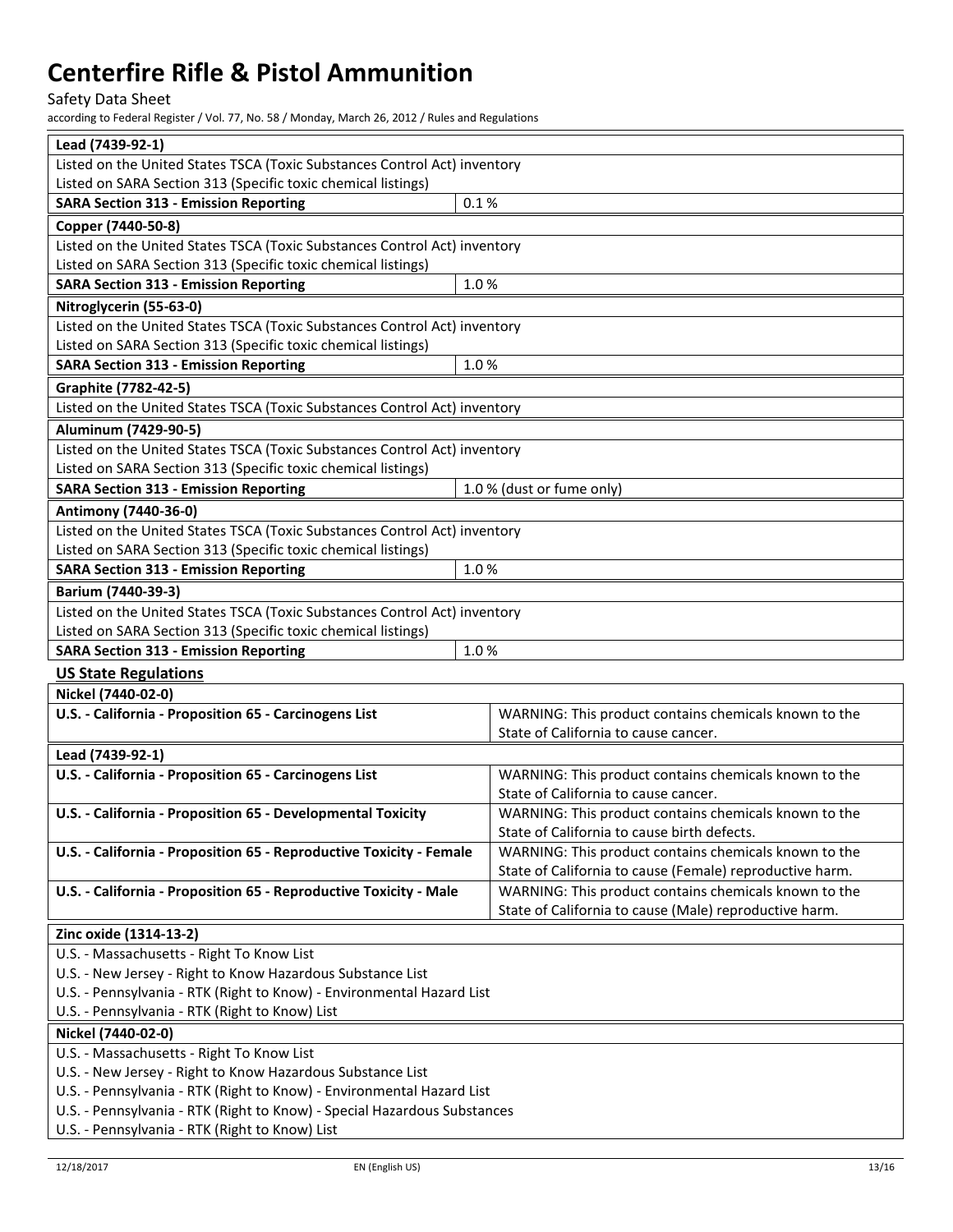| **Lead (7439-92-1)** | |
|---|---|
| Listed on the United States TSCA (Toxic Substances Control Act) inventory | |
| Listed on SARA Section 313 (Specific toxic chemical listings) | |
| **SARA Section 313 - Emission Reporting** | 0.1 % |

| **Copper (7440-50-8)** | |
|---|---|
| Listed on the United States TSCA (Toxic Substances Control Act) inventory | |
| Listed on SARA Section 313 (Specific toxic chemical listings) | |
| **SARA Section 313 - Emission Reporting** | 1.0 % |

| **Nitroglycerin (55-63-0)** | |
|---|---|
| Listed on the United States TSCA (Toxic Substances Control Act) inventory | |
| Listed on SARA Section 313 (Specific toxic chemical listings) | |
| **SARA Section 313 - Emission Reporting** | 1.0 % |

| **Graphite (7782-42-5)** |
|---|
| Listed on the United States TSCA (Toxic Substances Control Act) inventory |

| **Aluminum (7429-90-5)** | |
|---|---|
| Listed on the United States TSCA (Toxic Substances Control Act) inventory | |
| Listed on SARA Section 313 (Specific toxic chemical listings) | |
| **SARA Section 313 - Emission Reporting** | 1.0 % (dust or fume only) |

| **Antimony (7440-36-0)** | |
|---|---|
| Listed on the United States TSCA (Toxic Substances Control Act) inventory | |
| Listed on SARA Section 313 (Specific toxic chemical listings) | |
| **SARA Section 313 - Emission Reporting** | 1.0 % |

| **Barium (7440-39-3)** | |
|---|---|
| Listed on the United States TSCA (Toxic Substances Control Act) inventory | |
| Listed on SARA Section 313 (Specific toxic chemical listings) | |
| **SARA Section 313 - Emission Reporting** | 1.0 % |

**US State Regulations**

| **Nickel (7440-02-0)** | |
|---|---|
| **U.S. - California - Proposition 65 - Carcinogens List** | WARNING: This product contains chemicals known to the State of California to cause cancer. |

| **Lead (7439-92-1)** | |
|---|---|
| **U.S. - California - Proposition 65 - Carcinogens List** | WARNING: This product contains chemicals known to the State of California to cause cancer. |
| **U.S. - California - Proposition 65 - Developmental Toxicity** | WARNING: This product contains chemicals known to the State of California to cause birth defects. |
| **U.S. - California - Proposition 65 - Reproductive Toxicity - Female** | WARNING: This product contains chemicals known to the State of California to cause (Female) reproductive harm. |
| **U.S. - California - Proposition 65 - Reproductive Toxicity - Male** | WARNING: This product contains chemicals known to the State of California to cause (Male) reproductive harm. |

| **Zinc oxide (1314-13-2)** |
|---|
| U.S. - Massachusetts - Right To Know List |
| U.S. - New Jersey - Right to Know Hazardous Substance List |
| U.S. - Pennsylvania - RTK (Right to Know) - Environmental Hazard List |
| U.S. - Pennsylvania - RTK (Right to Know) List |

| **Nickel (7440-02-0)** |
|---|
| U.S. - Massachusetts - Right To Know List |
| U.S. - New Jersey - Right to Know Hazardous Substance List |
| U.S. - Pennsylvania - RTK (Right to Know) - Environmental Hazard List |
| U.S. - Pennsylvania - RTK (Right to Know) - Special Hazardous Substances |
| U.S. - Pennsylvania - RTK (Right to Know) List |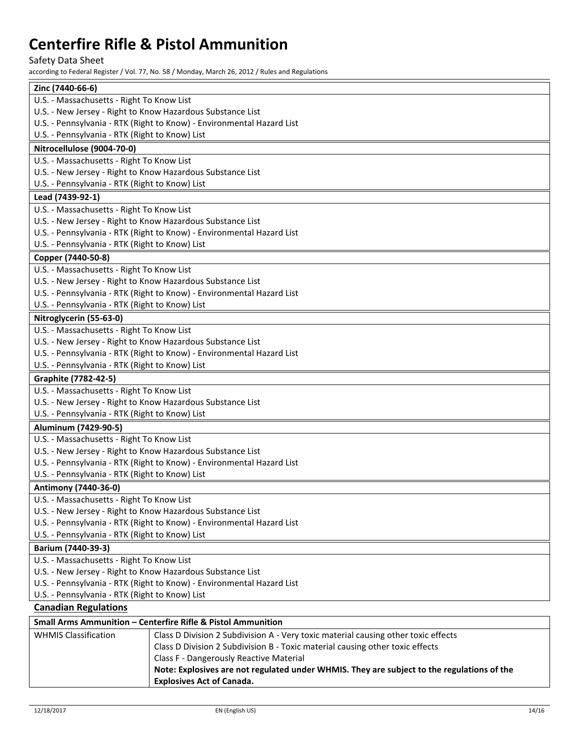| Zinc (7440-66-6) |
|---|
| U.S. - Massachusetts - Right To Know List |
| U.S. - New Jersey - Right to Know Hazardous Substance List |
| U.S. - Pennsylvania - RTK (Right to Know) - Environmental Hazard List |
| U.S. - Pennsylvania - RTK (Right to Know) List |

| Nitrocellulose (9004-70-0) |
|---|
| U.S. - Massachusetts - Right To Know List |
| U.S. - New Jersey - Right to Know Hazardous Substance List |
| U.S. - Pennsylvania - RTK (Right to Know) List |

| Lead (7439-92-1) |
|---|
| U.S. - Massachusetts - Right To Know List |
| U.S. - New Jersey - Right to Know Hazardous Substance List |
| U.S. - Pennsylvania - RTK (Right to Know) - Environmental Hazard List |
| U.S. - Pennsylvania - RTK (Right to Know) List |

| Copper (7440-50-8) |
|---|
| U.S. - Massachusetts - Right To Know List |
| U.S. - New Jersey - Right to Know Hazardous Substance List |
| U.S. - Pennsylvania - RTK (Right to Know) - Environmental Hazard List |
| U.S. - Pennsylvania - RTK (Right to Know) List |

| Nitroglycerin (55-63-0) |
|---|
| U.S. - Massachusetts - Right To Know List |
| U.S. - New Jersey - Right to Know Hazardous Substance List |
| U.S. - Pennsylvania - RTK (Right to Know) - Environmental Hazard List |
| U.S. - Pennsylvania - RTK (Right to Know) List |

| Graphite (7782-42-5) |
|---|
| U.S. - Massachusetts - Right To Know List |
| U.S. - New Jersey - Right to Know Hazardous Substance List |
| U.S. - Pennsylvania - RTK (Right to Know) List |

| Aluminum (7429-90-5) |
|---|
| U.S. - Massachusetts - Right To Know List |
| U.S. - New Jersey - Right to Know Hazardous Substance List |
| U.S. - Pennsylvania - RTK (Right to Know) - Environmental Hazard List |
| U.S. - Pennsylvania - RTK (Right to Know) List |

| Antimony (7440-36-0) |
|---|
| U.S. - Massachusetts - Right To Know List |
| U.S. - New Jersey - Right to Know Hazardous Substance List |
| U.S. - Pennsylvania - RTK (Right to Know) - Environmental Hazard List |
| U.S. - Pennsylvania - RTK (Right to Know) List |

| Barium (7440-39-3) |
|---|
| U.S. - Massachusetts - Right To Know List |
| U.S. - New Jersey - Right to Know Hazardous Substance List |
| U.S. - Pennsylvania - RTK (Right to Know) - Environmental Hazard List |
| U.S. - Pennsylvania - RTK (Right to Know) List |

## Canadian Regulations

| Small Arms Ammunition – Centerfire Rifle & Pistol Ammunition | |
|---|---|
| WHMIS Classification | Class D Division 2 Subdivision A - Very toxic material causing other toxic effects<br>Class D Division 2 Subdivision B - Toxic material causing other toxic effects<br>Class F - Dangerously Reactive Material<br>**Note: Explosives are not regulated under WHMIS. They are subject to the regulations of the Explosives Act of Canada.** |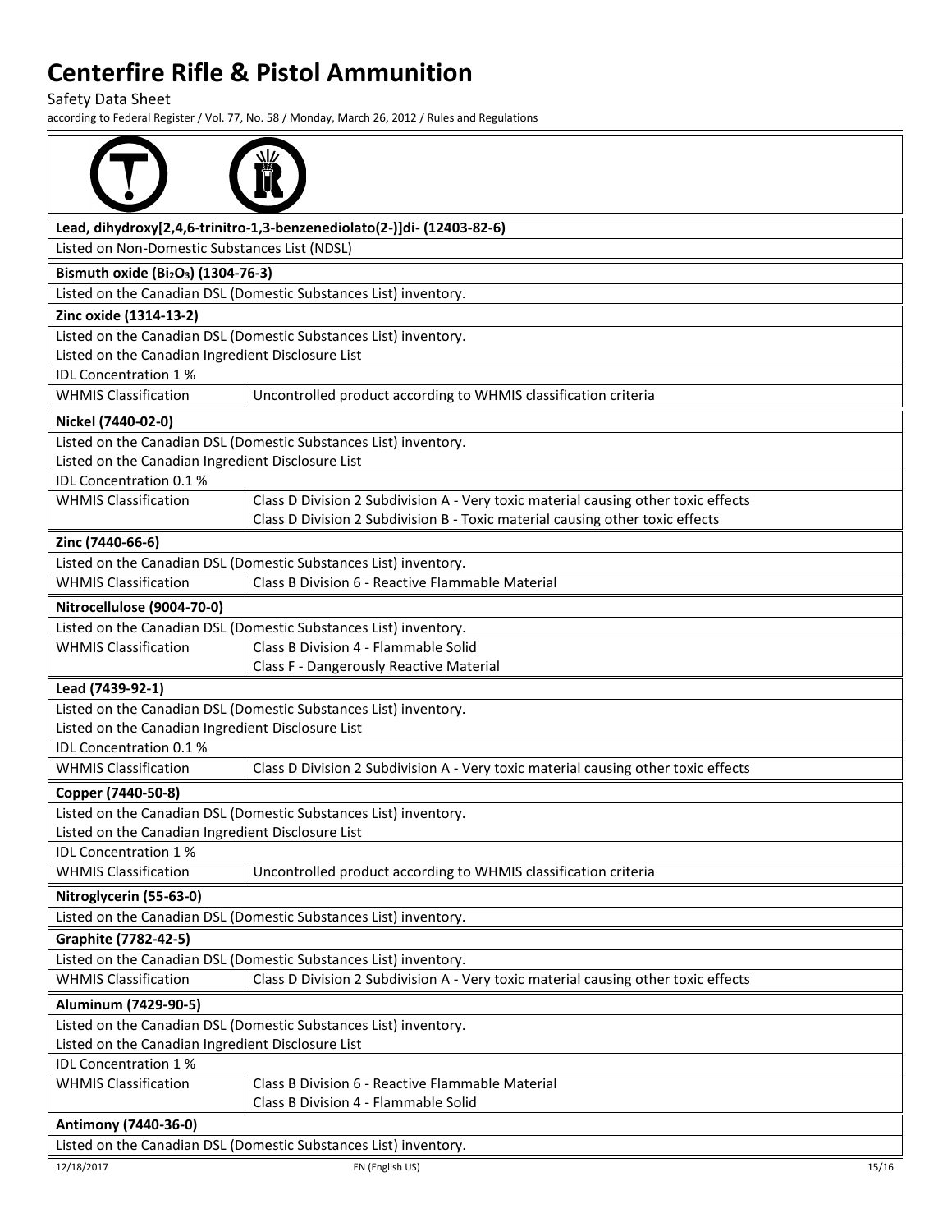**Lead, dihydroxy[2,4,6-trinitro-1,3-benzenediolato(2-)]di- (12403-82-6)**

Listed on Non-Domestic Substances List (NDSL)

**Bismuth oxide ($Bi_2O_3$) (1304-76-3)**

Listed on the Canadian DSL (Domestic Substances List) inventory.

**Zinc oxide (1314-13-2)**

Listed on the Canadian DSL (Domestic Substances List) inventory.
Listed on the Canadian Ingredient Disclosure List
IDL Concentration 1 %

| WHMIS Classification | Uncontrolled product according to WHMIS classification criteria |
|---|---|

**Nickel (7440-02-0)**

Listed on the Canadian DSL (Domestic Substances List) inventory.
Listed on the Canadian Ingredient Disclosure List
IDL Concentration 0.1 %

| WHMIS Classification | Class D Division 2 Subdivision A - Very toxic material causing other toxic effects<br>Class D Division 2 Subdivision B - Toxic material causing other toxic effects |
|---|---|

**Zinc (7440-66-6)**

Listed on the Canadian DSL (Domestic Substances List) inventory.

| WHMIS Classification | Class B Division 6 - Reactive Flammable Material |
|---|---|

**Nitrocellulose (9004-70-0)**

Listed on the Canadian DSL (Domestic Substances List) inventory.

| WHMIS Classification | Class B Division 4 - Flammable Solid<br>Class F - Dangerously Reactive Material |
|---|---|

**Lead (7439-92-1)**

Listed on the Canadian DSL (Domestic Substances List) inventory.
Listed on the Canadian Ingredient Disclosure List
IDL Concentration 0.1 %

| WHMIS Classification | Class D Division 2 Subdivision A - Very toxic material causing other toxic effects |
|---|---|

**Copper (7440-50-8)**

Listed on the Canadian DSL (Domestic Substances List) inventory.
Listed on the Canadian Ingredient Disclosure List
IDL Concentration 1 %

| WHMIS Classification | Uncontrolled product according to WHMIS classification criteria |
|---|---|

**Nitroglycerin (55-63-0)**

Listed on the Canadian DSL (Domestic Substances List) inventory.

**Graphite (7782-42-5)**

Listed on the Canadian DSL (Domestic Substances List) inventory.

| WHMIS Classification | Class D Division 2 Subdivision A - Very toxic material causing other toxic effects |
|---|---|

**Aluminum (7429-90-5)**

Listed on the Canadian DSL (Domestic Substances List) inventory.
Listed on the Canadian Ingredient Disclosure List
IDL Concentration 1 %

| WHMIS Classification | Class B Division 6 - Reactive Flammable Material<br>Class B Division 4 - Flammable Solid |
|---|---|

**Antimony (7440-36-0)**

Listed on the Canadian DSL (Domestic Substances List) inventory.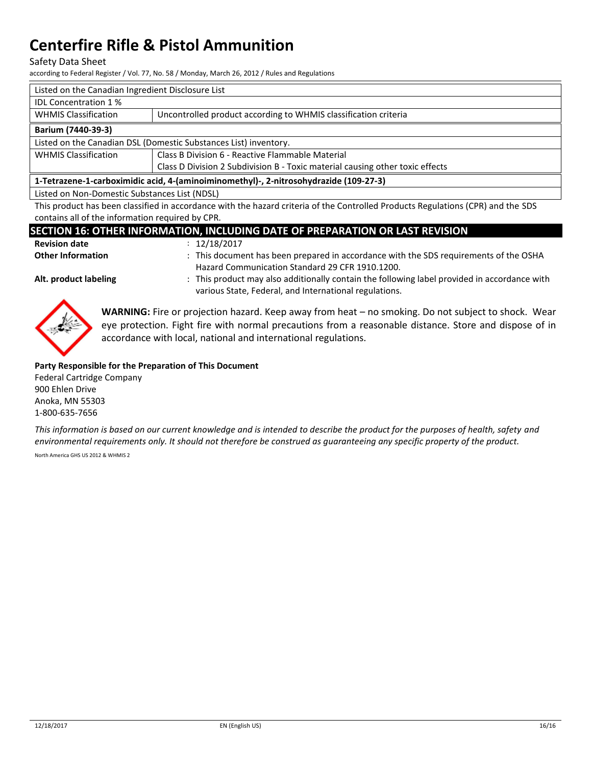| | |
|---|---|
| Listed on the Canadian Ingredient Disclosure List | |
| IDL Concentration 1 % | |
| WHMIS Classification | Uncontrolled product according to WHMIS classification criteria |

| **Barium (7440-39-3)** | |
|---|---|
| Listed on the Canadian DSL (Domestic Substances List) inventory. | |
| WHMIS Classification | Class B Division 6 - Reactive Flammable Material<br>Class D Division 2 Subdivision B - Toxic material causing other toxic effects |

| **1-Tetrazene-1-carboximidic acid, 4-(aminoiminomethyl)-, 2-nitrosohydrazide (109-27-3)** |
|---|
| Listed on Non-Domestic Substances List (NDSL) |

This product has been classified in accordance with the hazard criteria of the Controlled Products Regulations (CPR) and the SDS contains all of the information required by CPR.

## SECTION 16: OTHER INFORMATION, INCLUDING DATE OF PREPARATION OR LAST REVISION

**Revision date** : 12/18/2017

**Other Information** : This document has been prepared in accordance with the SDS requirements of the OSHA Hazard Communication Standard 29 CFR 1910.1200.

**Alt. product labeling** : This product may also additionally contain the following label provided in accordance with various State, Federal, and International regulations.

**WARNING:** Fire or projection hazard. Keep away from heat – no smoking. Do not subject to shock. Wear eye protection. Fight fire with normal precautions from a reasonable distance. Store and dispose of in accordance with local, national and international regulations.

**Party Responsible for the Preparation of This Document**

Federal Cartridge Company
900 Ehlen Drive
Anoka, MN 55303
1-800-635-7656

*This information is based on our current knowledge and is intended to describe the product for the purposes of health, safety and environmental requirements only. It should not therefore be construed as guaranteeing any specific property of the product.*

North America GHS US 2012 & WHMIS 2